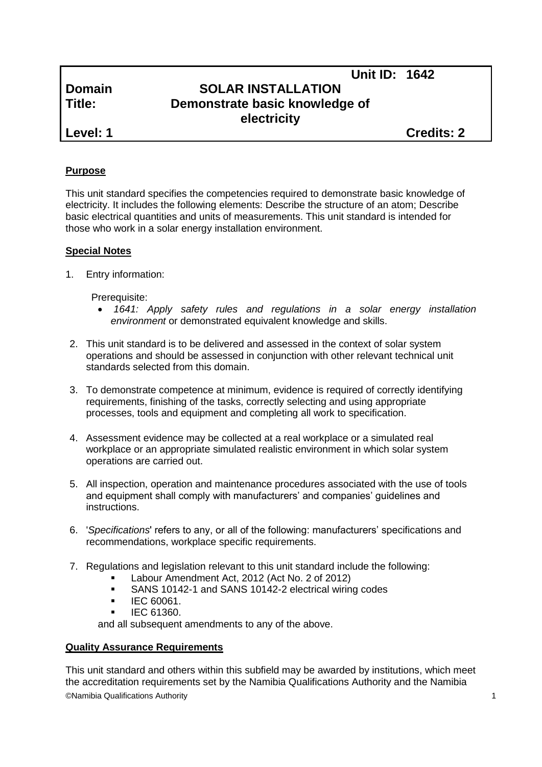| | Unit ID: 1642 | |
|---|---|---|
| **Domain** | **SOLAR INSTALLATION** | |
| **Title:** | **Demonstrate basic knowledge of electricity** | |
| **Level: 1** | | **Credits: 2** |

**Purpose**

This unit standard specifies the competencies required to demonstrate basic knowledge of electricity. It includes the following elements: Describe the structure of an atom; Describe basic electrical quantities and units of measurements. This unit standard is intended for those who work in a solar energy installation environment.

**Special Notes**

1. Entry information:

   Prerequisite:
   - *1641: Apply safety rules and regulations in a solar energy installation environment* or demonstrated equivalent knowledge and skills.

2. This unit standard is to be delivered and assessed in the context of solar system operations and should be assessed in conjunction with other relevant technical unit standards selected from this domain.

3. To demonstrate competence at minimum, evidence is required of correctly identifying requirements, finishing of the tasks, correctly selecting and using appropriate processes, tools and equipment and completing all work to specification.

4. Assessment evidence may be collected at a real workplace or a simulated real workplace or an appropriate simulated realistic environment in which solar system operations are carried out.

5. All inspection, operation and maintenance procedures associated with the use of tools and equipment shall comply with manufacturers' and companies' guidelines and instructions.

6. '*Specifications*' refers to any, or all of the following: manufacturers' specifications and recommendations, workplace specific requirements.

7. Regulations and legislation relevant to this unit standard include the following:
   - Labour Amendment Act, 2012 (Act No. 2 of 2012)
   - SANS 10142-1 and SANS 10142-2 electrical wiring codes
   - IEC 60061.
   - IEC 61360.

   and all subsequent amendments to any of the above.

**Quality Assurance Requirements**

This unit standard and others within this subfield may be awarded by institutions, which meet the accreditation requirements set by the Namibia Qualifications Authority and the Namibia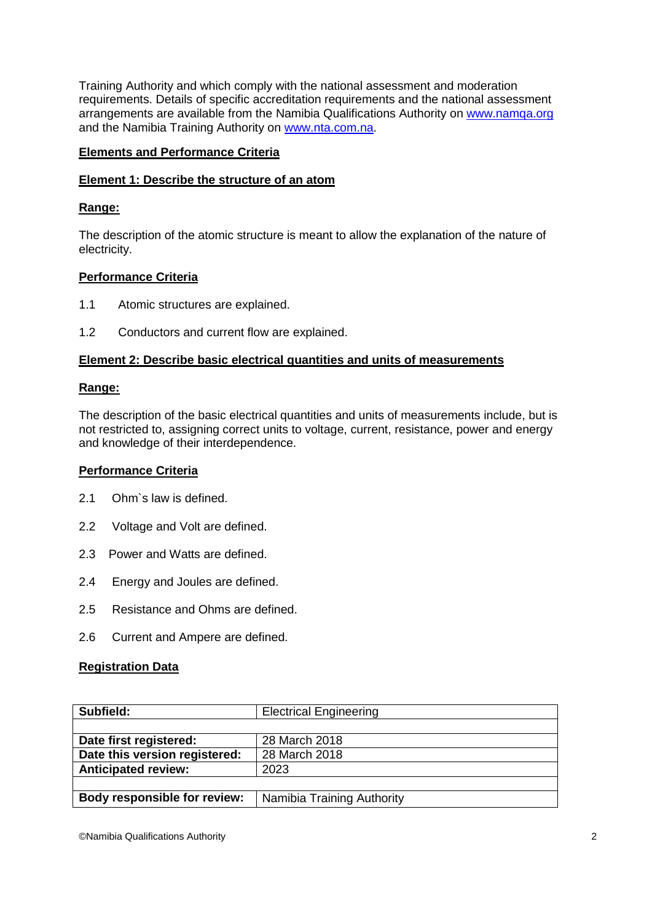Training Authority and which comply with the national assessment and moderation requirements. Details of specific accreditation requirements and the national assessment arrangements are available from the Namibia Qualifications Authority on www.namqa.org and the Namibia Training Authority on www.nta.com.na.

**Elements and Performance Criteria**

**Element 1: Describe the structure of an atom**

**Range:**

The description of the atomic structure is meant to allow the explanation of the nature of electricity.

**Performance Criteria**

1.1 Atomic structures are explained.

1.2 Conductors and current flow are explained.

**Element 2: Describe basic electrical quantities and units of measurements**

**Range:**

The description of the basic electrical quantities and units of measurements include, but is not restricted to, assigning correct units to voltage, current, resistance, power and energy and knowledge of their interdependence.

**Performance Criteria**

2.1 Ohm`s law is defined.

2.2 Voltage and Volt are defined.

2.3 Power and Watts are defined.

2.4 Energy and Joules are defined.

2.5 Resistance and Ohms are defined.

2.6 Current and Ampere are defined.

**Registration Data**

| | |
|---|---|
| **Subfield:** | Electrical Engineering |
| | |
| **Date first registered:** | 28 March 2018 |
| **Date this version registered:** | 28 March 2018 |
| **Anticipated review:** | 2023 |
| | |
| **Body responsible for review:** | Namibia Training Authority |

©Namibia Qualifications Authority